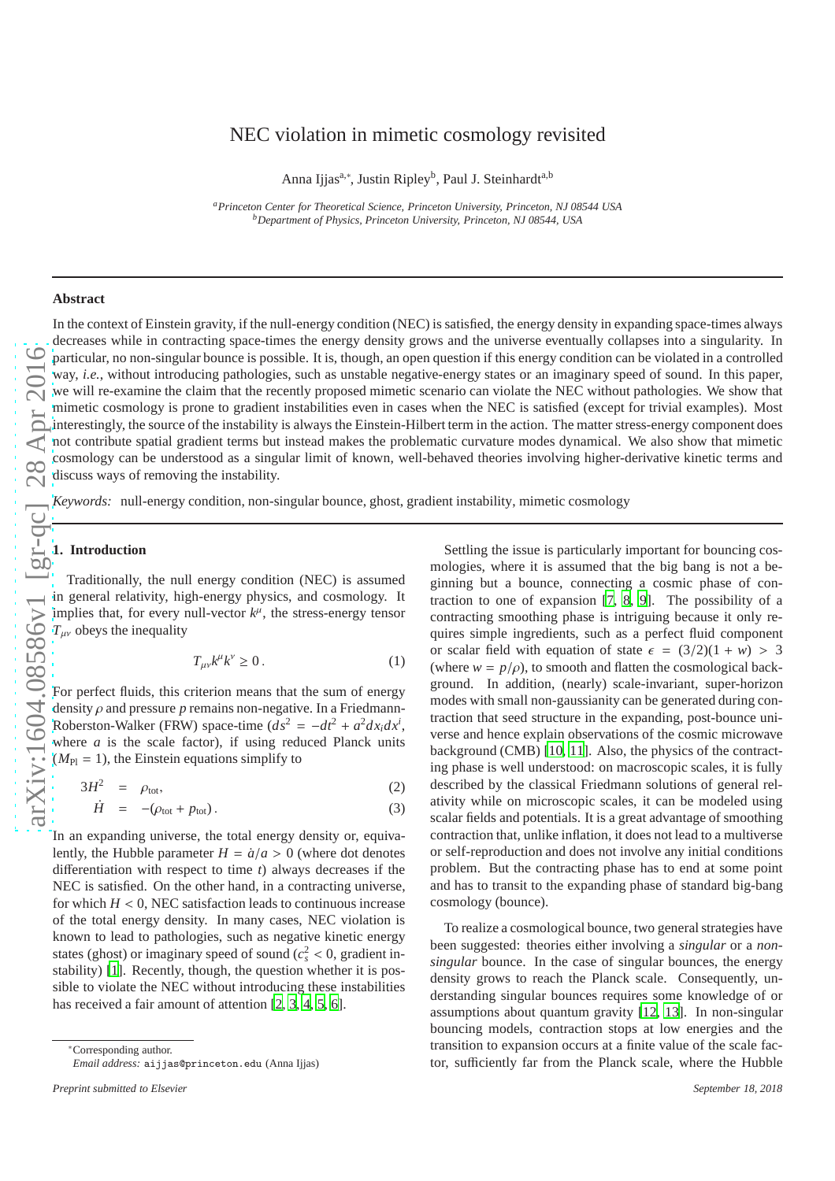# NEC violation in mimetic cosmology revisited

Anna Ijjas[a,*], Justin Ripley[b], Paul J. Steinhardt[a,b]

[a] *Princeton Center for Theoretical Science, Princeton University, Princeton, NJ 08544 USA*
[b] *Department of Physics, Princeton University, Princeton, NJ 08544, USA*

---

## Abstract

In the context of Einstein gravity, if the null-energy condition (NEC) is satisfied, the energy density in expanding space-times always decreases while in contracting space-times the energy density grows and the universe eventually collapses into a singularity. In particular, no non-singular bounce is possible. It is, though, an open question if this energy condition can be violated in a controlled way, *i.e.*, without introducing pathologies, such as unstable negative-energy states or an imaginary speed of sound. In this paper, we will re-examine the claim that the recently proposed mimetic scenario can violate the NEC without pathologies. We show that mimetic cosmology is prone to gradient instabilities even in cases when the NEC is satisfied (except for trivial examples). Most interestingly, the source of the instability is always the Einstein-Hilbert term in the action. The matter stress-energy component does not contribute spatial gradient terms but instead makes the problematic curvature modes dynamical. We also show that mimetic cosmology can be understood as a singular limit of known, well-behaved theories involving higher-derivative kinetic terms and discuss ways of removing the instability.

*Keywords:* null-energy condition, non-singular bounce, ghost, gradient instability, mimetic cosmology

---

## 1. Introduction

Traditionally, the null energy condition (NEC) is assumed in general relativity, high-energy physics, and cosmology. It implies that, for every null-vector $k^{\mu}$, the stress-energy tensor $T_{\mu\nu}$ obeys the inequality

$$T_{\mu\nu}k^{\mu}k^{\nu} \geq 0\,. \tag{1}$$

For perfect fluids, this criterion means that the sum of energy density $\rho$ and pressure $p$ remains non-negative. In a Friedmann-Roberston-Walker (FRW) space-time ($ds^2 = -dt^2 + a^2 dx_i dx^i$, where $a$ is the scale factor), if using reduced Planck units ($M_{\rm Pl} = 1$), the Einstein equations simplify to

$$3H^2 = \rho_{\rm tot}, \tag{2}$$

$$\dot{H} = -(\rho_{\rm tot} + p_{\rm tot})\,. \tag{3}$$

In an expanding universe, the total energy density or, equivalently, the Hubble parameter $H = \dot{a}/a > 0$ (where dot denotes differentiation with respect to time $t$) always decreases if the NEC is satisfied. On the other hand, in a contracting universe, for which $H < 0$, NEC satisfaction leads to continuous increase of the total energy density. In many cases, NEC violation is known to lead to pathologies, such as negative kinetic energy states (ghost) or imaginary speed of sound ($c_s^2 < 0$, gradient instability) [1]. Recently, though, the question whether it is possible to violate the NEC without introducing these instabilities has received a fair amount of attention [2, 3, 4, 5, 6].

Settling the issue is particularly important for bouncing cosmologies, where it is assumed that the big bang is not a beginning but a bounce, connecting a cosmic phase of contraction to one of expansion [7, 8, 9]. The possibility of a contracting smoothing phase is intriguing because it only requires simple ingredients, such as a perfect fluid component or scalar field with equation of state $\epsilon = (3/2)(1 + w) > 3$ (where $w = p/\rho$), to smooth and flatten the cosmological background. In addition, (nearly) scale-invariant, super-horizon modes with small non-gaussianity can be generated during contraction that seed structure in the expanding, post-bounce universe and hence explain observations of the cosmic microwave background (CMB) [10, 11]. Also, the physics of the contracting phase is well understood: on macroscopic scales, it is fully described by the classical Friedmann solutions of general relativity while on microscopic scales, it can be modeled using scalar fields and potentials. It is a great advantage of smoothing contraction that, unlike inflation, it does not lead to a multiverse or self-reproduction and does not involve any initial conditions problem. But the contracting phase has to end at some point and has to transit to the expanding phase of standard big-bang cosmology (bounce).

To realize a cosmological bounce, two general strategies have been suggested: theories either involving a *singular* or a *non-singular* bounce. In the case of singular bounces, the energy density grows to reach the Planck scale. Consequently, understanding singular bounces requires some knowledge of or assumptions about quantum gravity [12, 13]. In non-singular bouncing models, contraction stops at low energies and the transition to expansion occurs at a finite value of the scale factor, sufficiently far from the Planck scale, where the Hubble

---

* Corresponding author.
*Email address:* aijjas@princeton.edu (Anna Ijjas)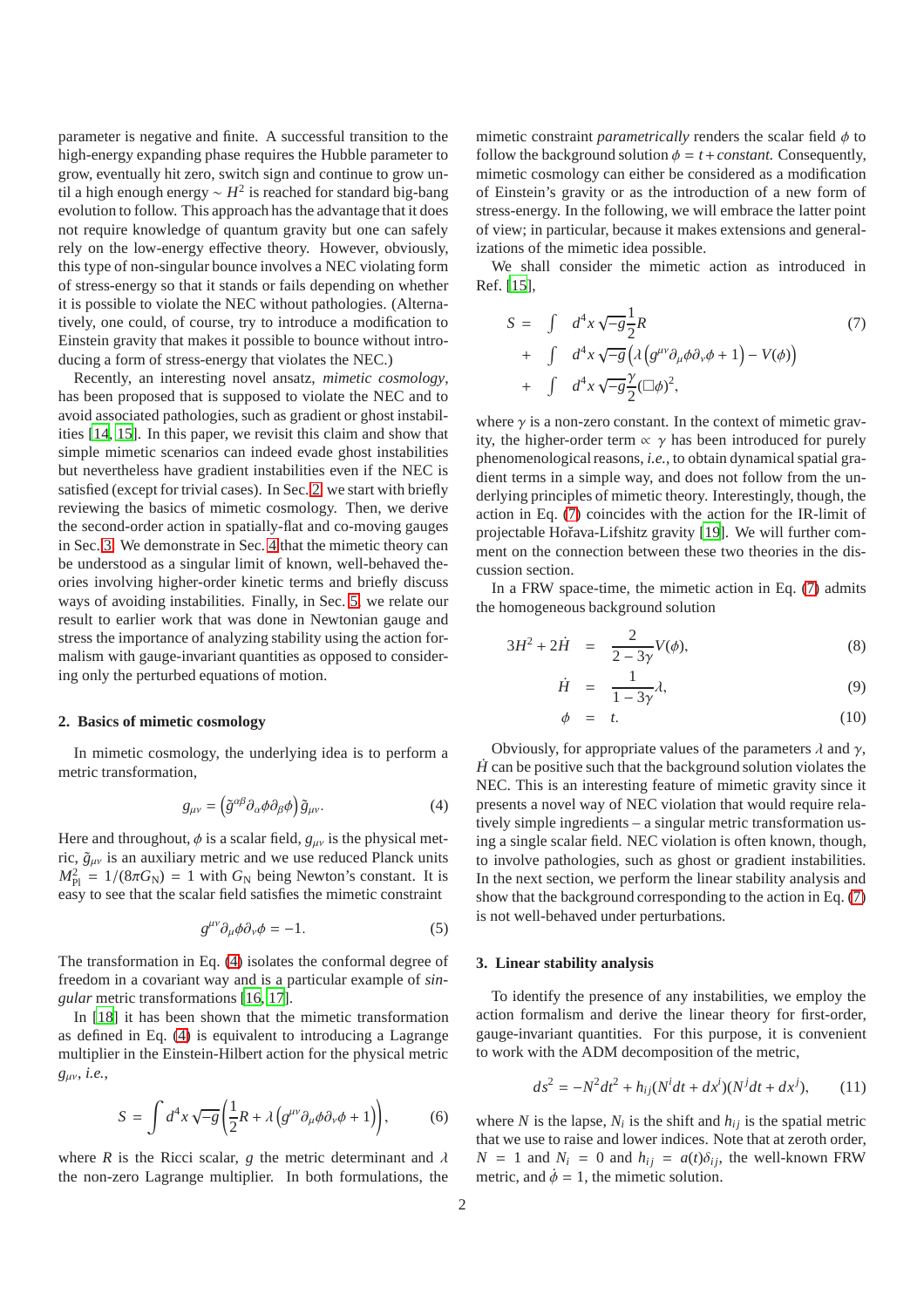parameter is negative and finite. A successful transition to the high-energy expanding phase requires the Hubble parameter to grow, eventually hit zero, switch sign and continue to grow until a high enough energy $\sim H^2$ is reached for standard big-bang evolution to follow. This approach has the advantage that it does not require knowledge of quantum gravity but one can safely rely on the low-energy effective theory. However, obviously, this type of non-singular bounce involves a NEC violating form of stress-energy so that it stands or fails depending on whether it is possible to violate the NEC without pathologies. (Alternatively, one could, of course, try to introduce a modification to Einstein gravity that makes it possible to bounce without introducing a form of stress-energy that violates the NEC.)

Recently, an interesting novel ansatz, *mimetic cosmology*, has been proposed that is supposed to violate the NEC and to avoid associated pathologies, such as gradient or ghost instabilities [14, 15]. In this paper, we revisit this claim and show that simple mimetic scenarios can indeed evade ghost instabilities but nevertheless have gradient instabilities even if the NEC is satisfied (except for trivial cases). In Sec. 2, we start with briefly reviewing the basics of mimetic cosmology. Then, we derive the second-order action in spatially-flat and co-moving gauges in Sec. 3. We demonstrate in Sec. 4 that the mimetic theory can be understood as a singular limit of known, well-behaved theories involving higher-order kinetic terms and briefly discuss ways of avoiding instabilities. Finally, in Sec. 5, we relate our result to earlier work that was done in Newtonian gauge and stress the importance of analyzing stability using the action formalism with gauge-invariant quantities as opposed to considering only the perturbed equations of motion.

## 2. Basics of mimetic cosmology

In mimetic cosmology, the underlying idea is to perform a metric transformation,

$$g_{\mu\nu} = \left(\tilde{g}^{\alpha\beta}\partial_\alpha\phi\partial_\beta\phi\right)\tilde{g}_{\mu\nu}. \tag{4}$$

Here and throughout, $\phi$ is a scalar field, $g_{\mu\nu}$ is the physical metric, $\tilde{g}_{\mu\nu}$ is an auxiliary metric and we use reduced Planck units $M_{\rm Pl}^2 = 1/(8\pi G_{\rm N}) = 1$ with $G_{\rm N}$ being Newton's constant. It is easy to see that the scalar field satisfies the mimetic constraint

$$g^{\mu\nu}\partial_\mu\phi\partial_\nu\phi = -1. \tag{5}$$

The transformation in Eq. (4) isolates the conformal degree of freedom in a covariant way and is a particular example of *singular* metric transformations [16, 17].

In [18] it has been shown that the mimetic transformation as defined in Eq. (4) is equivalent to introducing a Lagrange multiplier in the Einstein-Hilbert action for the physical metric $g_{\mu\nu}$, *i.e.*,

$$S = \int d^4x\sqrt{-g}\left(\frac{1}{2}R + \lambda\left(g^{\mu\nu}\partial_\mu\phi\partial_\nu\phi + 1\right)\right), \tag{6}$$

where $R$ is the Ricci scalar, $g$ the metric determinant and $\lambda$ the non-zero Lagrange multiplier. In both formulations, the mimetic constraint *parametrically* renders the scalar field $\phi$ to follow the background solution $\phi = t + constant$. Consequently, mimetic cosmology can either be considered as a modification of Einstein's gravity or as the introduction of a new form of stress-energy. In the following, we will embrace the latter point of view; in particular, because it makes extensions and generalizations of the mimetic idea possible.

We shall consider the mimetic action as introduced in Ref. [15],

$$\begin{aligned} S = & \int d^4x\sqrt{-g}\frac{1}{2}R \\ & + \int d^4x\sqrt{-g}\left(\lambda\left(g^{\mu\nu}\partial_\mu\phi\partial_\nu\phi + 1\right) - V(\phi)\right) \\ & + \int d^4x\sqrt{-g}\frac{\gamma}{2}(\Box\phi)^2, \end{aligned} \tag{7}$$

where $\gamma$ is a non-zero constant. In the context of mimetic gravity, the higher-order term $\propto \gamma$ has been introduced for purely phenomenological reasons, *i.e.*, to obtain dynamical spatial gradient terms in a simple way, and does not follow from the underlying principles of mimetic theory. Interestingly, though, the action in Eq. (7) coincides with the action for the IR-limit of projectable Hořava-Lifshitz gravity [19]. We will further comment on the connection between these two theories in the discussion section.

In a FRW space-time, the mimetic action in Eq. (7) admits the homogeneous background solution

$$3H^2 + 2\dot{H} = \frac{2}{2-3\gamma}V(\phi), \tag{8}$$

$$\dot{H} = \frac{1}{1-3\gamma}\lambda, \tag{9}$$

$$\phi = t. \tag{10}$$

Obviously, for appropriate values of the parameters $\lambda$ and $\gamma$, $\dot{H}$ can be positive such that the background solution violates the NEC. This is an interesting feature of mimetic gravity since it presents a novel way of NEC violation that would require relatively simple ingredients – a singular metric transformation using a single scalar field. NEC violation is often known, though, to involve pathologies, such as ghost or gradient instabilities. In the next section, we perform the linear stability analysis and show that the background corresponding to the action in Eq. (7) is not well-behaved under perturbations.

## 3. Linear stability analysis

To identify the presence of any instabilities, we employ the action formalism and derive the linear theory for first-order, gauge-invariant quantities. For this purpose, it is convenient to work with the ADM decomposition of the metric,

$$ds^2 = -N^2dt^2 + h_{ij}(N^idt + dx^i)(N^jdt + dx^j), \tag{11}$$

where $N$ is the lapse, $N_i$ is the shift and $h_{ij}$ is the spatial metric that we use to raise and lower indices. Note that at zeroth order, $N = 1$ and $N_i = 0$ and $h_{ij} = a(t)\delta_{ij}$, the well-known FRW metric, and $\dot{\phi} = 1$, the mimetic solution.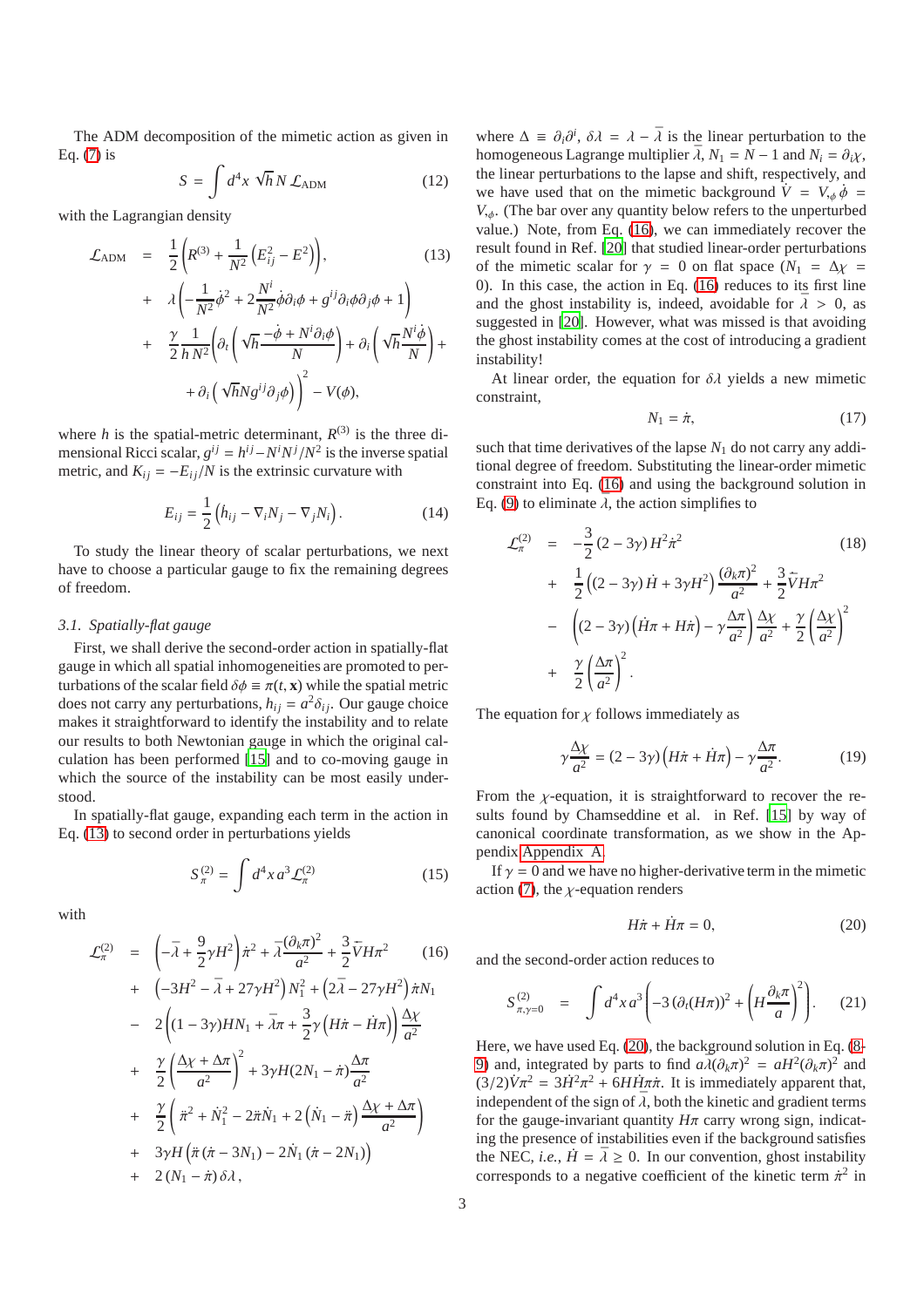The ADM decomposition of the mimetic action as given in Eq. (7) is

$$S = \int d^4x \, \sqrt{h} \, N \, \mathcal{L}_{\rm ADM} \tag{12}$$

with the Lagrangian density

$$\begin{aligned}
\mathcal{L}_{\rm ADM} &= \frac{1}{2}\left(R^{(3)} + \frac{1}{N^2}\left(E_{ij}^2 - E^2\right)\right), \qquad (13)\\
&+ \lambda\left(-\frac{1}{N^2}\dot{\phi}^2 + 2\frac{N^i}{N^2}\dot{\phi}\partial_i\phi + g^{ij}\partial_i\phi\partial_j\phi + 1\right)\\
&+ \frac{\gamma}{2}\frac{1}{h\,N^2}\left(\partial_t\left(\sqrt{h}\frac{-\dot{\phi} + N^i\partial_i\phi}{N}\right) + \partial_i\left(\sqrt{h}\frac{N^i\dot{\phi}}{N}\right) + \right.\\
&\left. + \partial_i\left(\sqrt{h}Ng^{ij}\partial_j\phi\right)\right)^2 - V(\phi),
\end{aligned}$$

where $h$ is the spatial-metric determinant, $R^{(3)}$ is the three dimensional Ricci scalar, $g^{ij} = h^{ij} - N^iN^j/N^2$ is the inverse spatial metric, and $K_{ij} = -E_{ij}/N$ is the extrinsic curvature with

$$E_{ij} = \frac{1}{2}\left(\dot{h}_{ij} - \nabla_i N_j - \nabla_j N_i\right). \tag{14}$$

To study the linear theory of scalar perturbations, we next have to choose a particular gauge to fix the remaining degrees of freedom.

### 3.1. Spatially-flat gauge

First, we shall derive the second-order action in spatially-flat gauge in which all spatial inhomogeneities are promoted to perturbations of the scalar field $\delta\phi \equiv \pi(t, \mathbf{x})$ while the spatial metric does not carry any perturbations, $h_{ij} = a^2\delta_{ij}$. Our gauge choice makes it straightforward to identify the instability and to relate our results to both Newtonian gauge in which the original calculation has been performed [15] and to co-moving gauge in which the source of the instability can be most easily understood.

In spatially-flat gauge, expanding each term in the action in Eq. (13) to second order in perturbations yields

$$S_\pi^{(2)} = \int d^4x \, a^3 \mathcal{L}_\pi^{(2)} \tag{15}$$

with

$$\begin{aligned}
\mathcal{L}_\pi^{(2)} &= \left(-\bar{\lambda} + \frac{9}{2}\gamma H^2\right)\dot{\pi}^2 + \bar{\lambda}\frac{(\partial_k\pi)^2}{a^2} + \frac{3}{2}\dot{\bar{V}}H\pi^2 \qquad (16)\\
&+ \left(-3H^2 - \bar{\lambda} + 27\gamma H^2\right)N_1^2 + \left(2\bar{\lambda} - 27\gamma H^2\right)\dot{\pi}N_1\\
&- 2\left((1-3\gamma)HN_1 + \bar{\lambda}\pi + \frac{3}{2}\gamma\left(H\dot{\pi} - \dot{H}\pi\right)\right)\frac{\Delta\chi}{a^2}\\
&+ \frac{\gamma}{2}\left(\frac{\Delta\chi + \Delta\pi}{a^2}\right)^2 + 3\gamma H(2N_1 - \dot{\pi})\frac{\Delta\pi}{a^2}\\
&+ \frac{\gamma}{2}\left(\ddot{\pi}^2 + \dot{N}_1^2 - 2\ddot{\pi}\dot{N}_1 + 2\left(\dot{N}_1 - \ddot{\pi}\right)\frac{\Delta\chi + \Delta\pi}{a^2}\right)\\
&+ 3\gamma H\left(\ddot{\pi}\left(\dot{\pi} - 3N_1\right) - 2\dot{N}_1\left(\dot{\pi} - 2N_1\right)\right)\\
&+ 2\left(N_1 - \dot{\pi}\right)\delta\lambda,
\end{aligned}$$

where $\Delta \equiv \partial_i\partial^i$, $\delta\lambda = \lambda - \bar{\lambda}$ is the linear perturbation to the homogeneous Lagrange multiplier $\bar{\lambda}$, $N_1 = N - 1$ and $N_i = \partial_i\chi$, the linear perturbations to the lapse and shift, respectively, and we have used that on the mimetic background $\dot{V} = V_{,\phi}\,\dot{\phi} = V_{,\phi}$. (The bar over any quantity below refers to the unperturbed value.) Note, from Eq. (16), we can immediately recover the result found in Ref. [20] that studied linear-order perturbations of the mimetic scalar for $\gamma = 0$ on flat space ($N_1 = \Delta\chi = 0$). In this case, the action in Eq. (16) reduces to its first line and the ghost instability is, indeed, avoidable for $\bar{\lambda} > 0$, as suggested in [20]. However, what was missed is that avoiding the ghost instability comes at the cost of introducing a gradient instability!

At linear order, the equation for $\delta\lambda$ yields a new mimetic constraint,

$$N_1 = \dot{\pi}, \tag{17}$$

such that time derivatives of the lapse $N_1$ do not carry any additional degree of freedom. Substituting the linear-order mimetic constraint into Eq. (16) and using the background solution in Eq. (9) to eliminate $\lambda$, the action simplifies to

$$\begin{aligned}
\mathcal{L}_\pi^{(2)} &= -\frac{3}{2}(2-3\gamma)H^2\dot{\pi}^2 \qquad (18)\\
&+ \frac{1}{2}\left((2-3\gamma)\dot{H} + 3\gamma H^2\right)\frac{(\partial_k\pi)^2}{a^2} + \frac{3}{2}\dot{\bar{V}}H\pi^2\\
&- \left((2-3\gamma)\left(\dot{H}\pi + H\dot{\pi}\right) - \gamma\frac{\Delta\pi}{a^2}\right)\frac{\Delta\chi}{a^2} + \frac{\gamma}{2}\left(\frac{\Delta\chi}{a^2}\right)^2\\
&+ \frac{\gamma}{2}\left(\frac{\Delta\pi}{a^2}\right)^2.
\end{aligned}$$

The equation for $\chi$ follows immediately as

$$\gamma\frac{\Delta\chi}{a^2} = (2-3\gamma)\left(H\dot{\pi} + \dot{H}\pi\right) - \gamma\frac{\Delta\pi}{a^2}. \tag{19}$$

From the $\chi$-equation, it is straightforward to recover the results found by Chamseddine et al. in Ref. [15] by way of canonical coordinate transformation, as we show in the Appendix Appendix A.

If $\gamma = 0$ and we have no higher-derivative term in the mimetic action (7), the $\chi$-equation renders

$$H\dot{\pi} + \dot{H}\pi = 0, \tag{20}$$

and the second-order action reduces to

$$S_{\pi,\gamma=0}^{(2)} = \int d^4x \, a^3\left(-3\left(\partial_t(H\pi)\right)^2 + \left(H\frac{\partial_k\pi}{a}\right)^2\right). \tag{21}$$

Here, we have used Eq. (20), the background solution in Eq. (8-9) and, integrated by parts to find $a\bar{\lambda}(\partial_k\pi)^2 = aH^2(\partial_k\pi)^2$ and $(3/2)\dot{V}\pi^2 = 3\dot{H}^2\pi^2 + 6H\dot{H}\pi\dot{\pi}$. It is immediately apparent that, independent of the sign of $\bar{\lambda}$, both the kinetic and gradient terms for the gauge-invariant quantity $H\pi$ carry wrong sign, indicating the presence of instabilities even if the background satisfies the NEC, *i.e.*, $\dot{H} = \bar{\lambda} \geq 0$. In our convention, ghost instability corresponds to a negative coefficient of the kinetic term $\dot{\pi}^2$ in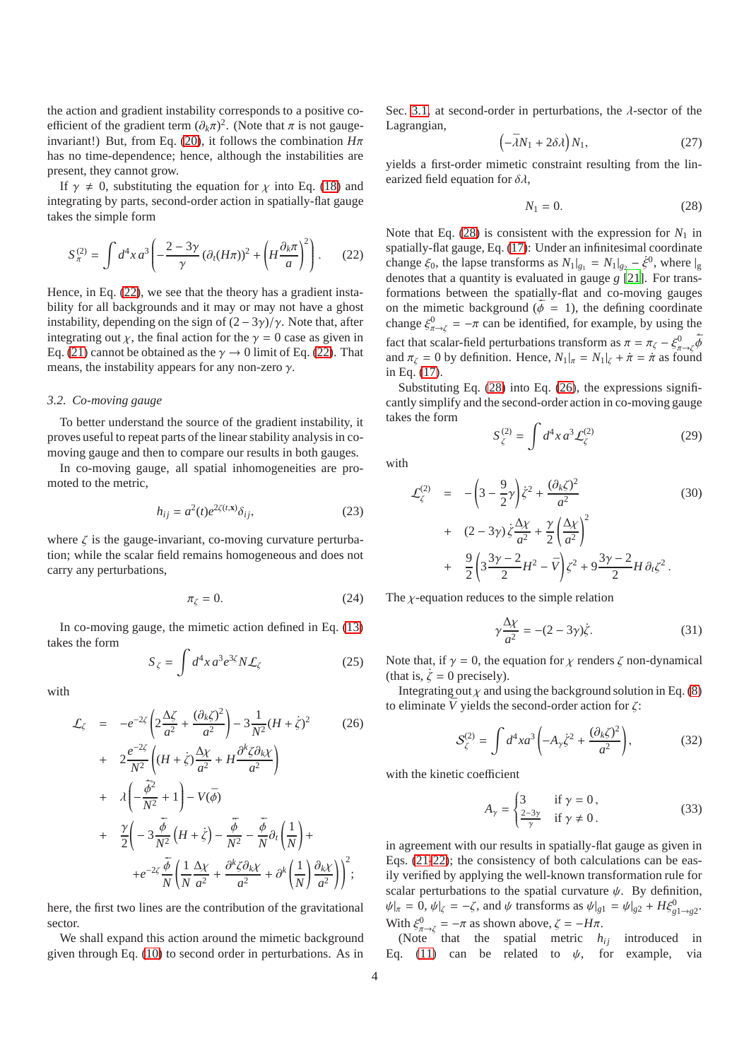the action and gradient instability corresponds to a positive coefficient of the gradient term $(\partial_k \pi)^2$. (Note that $\pi$ is not gauge-invariant!) But, from Eq. (20), it follows the combination $H\pi$ has no time-dependence; hence, although the instabilities are present, they cannot grow.

If $\gamma \neq 0$, substituting the equation for $\chi$ into Eq. (18) and integrating by parts, second-order action in spatially-flat gauge takes the simple form

$$S^{(2)}_{\pi} = \int d^4x\, a^3 \left( -\frac{2-3\gamma}{\gamma} \left(\partial_t (H\pi)\right)^2 + \left( H \frac{\partial_k \pi}{a} \right)^2 \right). \tag{22}$$

Hence, in Eq. (22), we see that the theory has a gradient instability for all backgrounds and it may or may not have a ghost instability, depending on the sign of $(2-3\gamma)/\gamma$. Note that, after integrating out $\chi$, the final action for the $\gamma = 0$ case as given in Eq. (21) cannot be obtained as the $\gamma \to 0$ limit of Eq. (22). That means, the instability appears for any non-zero $\gamma$.

### 3.2. Co-moving gauge

To better understand the source of the gradient instability, it proves useful to repeat parts of the linear stability analysis in co-moving gauge and then to compare our results in both gauges.

In co-moving gauge, all spatial inhomogeneities are promoted to the metric,

$$h_{ij} = a^2(t) e^{2\zeta(t,\mathbf{x})} \delta_{ij}, \tag{23}$$

where $\zeta$ is the gauge-invariant, co-moving curvature perturbation; while the scalar field remains homogeneous and does not carry any perturbations,

$$\pi_\zeta = 0. \tag{24}$$

In co-moving gauge, the mimetic action defined in Eq. (13) takes the form

$$S_\zeta = \int d^4x\, a^3 e^{3\zeta} N \mathcal{L}_\zeta \tag{25}$$

with

$$\begin{aligned}
\mathcal{L}_\zeta \;=\; & -e^{-2\zeta} \left( 2\frac{\Delta\zeta}{a^2} + \frac{(\partial_k \zeta)^2}{a^2} \right) - 3\frac{1}{N^2}(H+\dot{\zeta})^2 \\
& + 2\frac{e^{-2\zeta}}{N^2} \left( (H+\dot{\zeta}) \frac{\Delta\chi}{a^2} + H \frac{\partial^k \zeta \partial_k \chi}{a^2} \right) \\
& + \lambda \left( -\frac{\dot{\bar{\phi}}^2}{N^2} + 1 \right) - V(\bar{\phi}) \\
& + \frac{\gamma}{2} \Bigg( -3\frac{\dot{\bar{\phi}}}{N^2}(H+\dot{\zeta}) - \frac{\ddot{\bar{\phi}}}{N^2} - \frac{\dot{\bar{\phi}}}{N}\partial_t\left(\frac{1}{N}\right) + \\
& \quad + e^{-2\zeta} \frac{\dot{\bar{\phi}}}{N} \left( \frac{1}{N}\frac{\Delta\chi}{a^2} + \frac{\partial^k \zeta \partial_k \chi}{a^2} + \partial^k \left(\frac{1}{N}\right) \frac{\partial_k \chi}{a^2} \right) \Bigg)^2;
\end{aligned} \tag{26}$$

here, the first two lines are the contribution of the gravitational sector.

We shall expand this action around the mimetic background given through Eq. (10) to second order in perturbations. As in Sec. 3.1, at second-order in perturbations, the $\lambda$-sector of the Lagrangian,

$$\left( -\bar{\lambda} N_1 + 2\delta\lambda \right) N_1, \tag{27}$$

yields a first-order mimetic constraint resulting from the linearized field equation for $\delta\lambda$,

$$N_1 = 0. \tag{28}$$

Note that Eq. (28) is consistent with the expression for $N_1$ in spatially-flat gauge, Eq. (17): Under an infinitesimal coordinate change $\xi_0$, the lapse transforms as $N_1|_{g_1} = N_1|_{g_2} - \dot{\xi}^0$, where $|_g$ denotes that a quantity is evaluated in gauge $g$ [21]. For transformations between the spatially-flat and co-moving gauges on the mimetic background ($\dot{\bar{\phi}} = 1$), the defining coordinate change $\xi^0_{\pi\to\zeta} = -\pi$ can be identified, for example, by using the fact that scalar-field perturbations transform as $\pi = \pi_\zeta - \xi^0_{\pi\to\zeta}\dot{\bar{\phi}}$ and $\pi_\zeta = 0$ by definition. Hence, $N_1|_\pi = N_1|_\zeta + \dot{\pi} = \dot{\pi}$ as found in Eq. (17).

Substituting Eq. (28) into Eq. (26), the expressions significantly simplify and the second-order action in co-moving gauge takes the form

$$S^{(2)}_\zeta = \int d^4x\, a^3 \mathcal{L}^{(2)}_\zeta \tag{29}$$

with

$$\begin{aligned}
\mathcal{L}^{(2)}_\zeta \;=\; & -\left(3 - \frac{9}{2}\gamma\right)\dot{\zeta}^2 + \frac{(\partial_k\zeta)^2}{a^2} \\
& + (2-3\gamma)\,\dot{\zeta}\frac{\Delta\chi}{a^2} + \frac{\gamma}{2}\left(\frac{\Delta\chi}{a^2}\right)^2 \\
& + \frac{9}{2}\left(3\frac{3\gamma-2}{2}H^2 - \bar{V}\right)\zeta^2 + 9\frac{3\gamma-2}{2} H\,\partial_t \zeta^2\,.
\end{aligned} \tag{30}$$

The $\chi$-equation reduces to the simple relation

$$\gamma \frac{\Delta\chi}{a^2} = -(2-3\gamma)\dot{\zeta}. \tag{31}$$

Note that, if $\gamma = 0$, the equation for $\chi$ renders $\zeta$ non-dynamical (that is, $\dot{\zeta} = 0$ precisely).

Integrating out $\chi$ and using the background solution in Eq. (8) to eliminate $\bar{V}$ yields the second-order action for $\zeta$:

$$\mathcal{S}^{(2)}_\zeta = \int d^4x a^3 \left( -A_\gamma \dot{\zeta}^2 + \frac{(\partial_k\zeta)^2}{a^2} \right), \tag{32}$$

with the kinetic coefficient

$$A_\gamma = \begin{cases} 3 & \text{if } \gamma = 0\,, \\ \frac{2-3\gamma}{\gamma} & \text{if } \gamma \neq 0\,. \end{cases} \tag{33}$$

in agreement with our results in spatially-flat gauge as given in Eqs. (21-22); the consistency of both calculations can be easily verified by applying the well-known transformation rule for scalar perturbations to the spatial curvature $\psi$. By definition, $\psi|_\pi = 0$, $\psi|_\zeta = -\zeta$, and $\psi$ transforms as $\psi|_{g1} = \psi|_{g2} + H\xi^0_{g1\to g2}$. With $\xi^0_{\pi\to\zeta} = -\pi$ as shown above, $\zeta = -H\pi$.

(Note that the spatial metric $h_{ij}$ introduced in Eq. (11) can be related to $\psi$, for example, via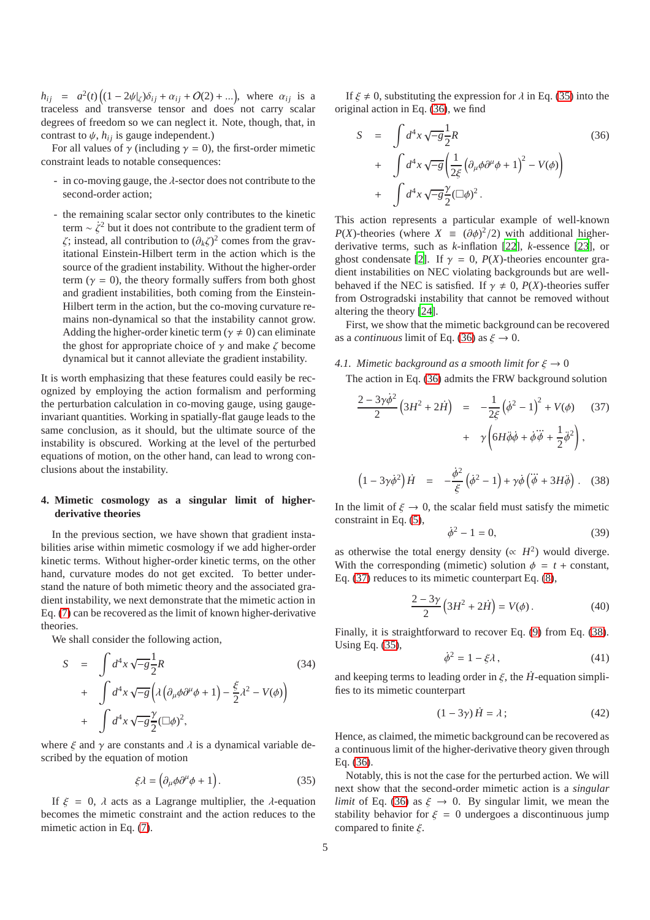$h_{ij} = a^2(t)\left((1-2\psi|_\zeta)\delta_{ij} + \alpha_{ij} + O(2) + ...\right)$, where $\alpha_{ij}$ is a traceless and transverse tensor and does not carry scalar degrees of freedom so we can neglect it. Note, though, that, in contrast to $\psi$, $h_{ij}$ is gauge independent.)

For all values of $\gamma$ (including $\gamma = 0$), the first-order mimetic constraint leads to notable consequences:

- in co-moving gauge, the $\lambda$-sector does not contribute to the second-order action;
- the remaining scalar sector only contributes to the kinetic term $\sim \dot{\zeta}^2$ but it does not contribute to the gradient term of $\zeta$; instead, all contribution to $(\partial_k \zeta)^2$ comes from the gravitational Einstein-Hilbert term in the action which is the source of the gradient instability. Without the higher-order term ($\gamma = 0$), the theory formally suffers from both ghost and gradient instabilities, both coming from the Einstein-Hilbert term in the action, but the co-moving curvature remains non-dynamical so that the instability cannot grow. Adding the higher-order kinetic term ($\gamma \neq 0$) can eliminate the ghost for appropriate choice of $\gamma$ and make $\zeta$ become dynamical but it cannot alleviate the gradient instability.

It is worth emphasizing that these features could easily be recognized by employing the action formalism and performing the perturbation calculation in co-moving gauge, using gauge-invariant quantities. Working in spatially-flat gauge leads to the same conclusion, as it should, but the ultimate source of the instability is obscured. Working at the level of the perturbed equations of motion, on the other hand, can lead to wrong conclusions about the instability.

## 4. Mimetic cosmology as a singular limit of higher-derivative theories

In the previous section, we have shown that gradient instabilities arise within mimetic cosmology if we add higher-order kinetic terms. Without higher-order kinetic terms, on the other hand, curvature modes do not get excited. To better understand the nature of both mimetic theory and the associated gradient instability, we next demonstrate that the mimetic action in Eq. (7) can be recovered as the limit of known higher-derivative theories.

We shall consider the following action,

$$
\begin{aligned}
S &= \int d^4x\sqrt{-g}\frac{1}{2}R \\
&+ \int d^4x\sqrt{-g}\left(\lambda\left(\partial_\mu\phi\partial^\mu\phi + 1\right) - \frac{\xi}{2}\lambda^2 - V(\phi)\right) \\
&+ \int d^4x\sqrt{-g}\frac{\gamma}{2}(\Box\phi)^2,
\end{aligned}
\tag{34}
$$

where $\xi$ and $\gamma$ are constants and $\lambda$ is a dynamical variable described by the equation of motion

$$
\xi\lambda = \left(\partial_\mu\phi\partial^\mu\phi + 1\right). \tag{35}
$$

If $\xi = 0$, $\lambda$ acts as a Lagrange multiplier, the $\lambda$-equation becomes the mimetic constraint and the action reduces to the mimetic action in Eq. (7).

If $\xi \neq 0$, substituting the expression for $\lambda$ in Eq. (35) into the original action in Eq. (36), we find

$$
\begin{aligned}
S &= \int d^4x\sqrt{-g}\frac{1}{2}R \\
&+ \int d^4x\sqrt{-g}\left(\frac{1}{2\xi}\left(\partial_\mu\phi\partial^\mu\phi + 1\right)^2 - V(\phi)\right) \\
&+ \int d^4x\sqrt{-g}\frac{\gamma}{2}(\Box\phi)^2 .
\end{aligned}
\tag{36}
$$

This action represents a particular example of well-known $P(X)$-theories (where $X \equiv (\partial\phi)^2/2$) with additional higher-derivative terms, such as *k*-inflation [22], *k*-essence [23], or ghost condensate [2]. If $\gamma = 0$, $P(X)$-theories encounter gradient instabilities on NEC violating backgrounds but are well-behaved if the NEC is satisfied. If $\gamma \neq 0$, $P(X)$-theories suffer from Ostrogradski instability that cannot be removed without altering the theory [24].

First, we show that the mimetic background can be recovered as a *continuous* limit of Eq. (36) as $\xi \to 0$.

### 4.1. Mimetic background as a smooth limit for $\xi \to 0$

The action in Eq. (36) admits the FRW background solution

$$
\begin{aligned}
\frac{2-3\gamma\dot{\phi}^2}{2}\left(3H^2 + 2\dot{H}\right) &= -\frac{1}{2\xi}\left(\dot{\phi}^2 - 1\right)^2 + V(\phi) \\
&+ \gamma\left(6H\ddot{\phi}\dot{\phi} + \dot{\phi}\dddot{\phi} + \frac{1}{2}\ddot{\phi}^2\right),
\end{aligned}
\tag{37}
$$

$$
\left(1 - 3\gamma\dot{\phi}^2\right)\dot{H} = -\frac{\dot{\phi}^2}{\xi}\left(\dot{\phi}^2 - 1\right) + \gamma\dot{\phi}\left(\dddot{\phi} + 3H\ddot{\phi}\right). \tag{38}
$$

In the limit of $\xi \to 0$, the scalar field must satisfy the mimetic constraint in Eq. (5),

$$
\dot{\phi}^2 - 1 = 0, \tag{39}
$$

as otherwise the total energy density ($\propto H^2$) would diverge. With the corresponding (mimetic) solution $\phi = t + \text{constant}$, Eq. (37) reduces to its mimetic counterpart Eq. (8),

$$
\frac{2-3\gamma}{2}\left(3H^2 + 2\dot{H}\right) = V(\phi). \tag{40}
$$

Finally, it is straightforward to recover Eq. (9) from Eq. (38). Using Eq. (35),

$$
\dot{\phi}^2 = 1 - \xi\lambda, \tag{41}
$$

and keeping terms to leading order in $\xi$, the $\dot{H}$-equation simplifies to its mimetic counterpart

$$
(1 - 3\gamma)\dot{H} = \lambda; \tag{42}
$$

Hence, as claimed, the mimetic background can be recovered as a continuous limit of the higher-derivative theory given through Eq. (36).

Notably, this is not the case for the perturbed action. We will next show that the second-order mimetic action is a *singular limit* of Eq. (36) as $\xi \to 0$. By singular limit, we mean the stability behavior for $\xi = 0$ undergoes a discontinuous jump compared to finite $\xi$.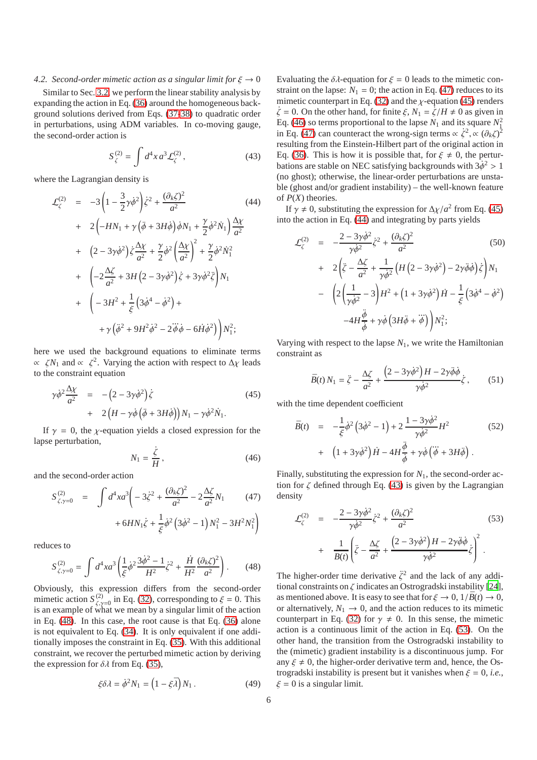### 4.2. Second-order mimetic action as a singular limit for $\xi \to 0$

Similar to Sec. 3.2, we perform the linear stability analysis by expanding the action in Eq. (36) around the homogeneous background solutions derived from Eqs. (37,38) to quadratic order in perturbations, using ADM variables. In co-moving gauge, the second-order action is

$$
S^{(2)}_\zeta = \int d^4x\, a^3 \mathcal{L}^{(2)}_\zeta , \tag{43}
$$

where the Lagrangian density is

$$
\begin{aligned}
\mathcal{L}^{(2)}_\zeta \;=\;& -3\left(1 - \frac{3}{2}\gamma\dot\phi^2\right)\dot\zeta^2 + \frac{(\partial_k\zeta)^2}{a^2} \\
&+ 2\left(-HN_1 + \gamma\left(\ddot\phi + 3H\dot\phi\right)\dot\phi N_1 + \frac{\gamma}{2}\dot\phi^2\dot N_1\right)\frac{\Delta\chi}{a^2} \\
&+ \left(2 - 3\gamma\dot\phi^2\right)\dot\zeta\frac{\Delta\chi}{a^2} + \frac{\gamma}{2}\dot\phi^2\left(\frac{\Delta\chi}{a^2}\right)^2 + \frac{\gamma}{2}\dot\phi^2\dot N_1^2 \\
&+ \left(-2\frac{\Delta\zeta}{a^2} + 3H\left(2 - 3\gamma\dot\phi^2\right)\dot\zeta + 3\gamma\dot\phi^2\ddot\zeta\right)N_1 \\
&+ \Bigg(-3H^2 + \frac{1}{\xi}\left(3\dot\phi^4 - \dot\phi^2\right) + \\
&\qquad + \gamma\left(\ddot\phi^2 + 9H^2\dot\phi^2 - 2\dddot\phi\dot\phi - 6\dot H\dot\phi^2\right)\Bigg)N_1^2;
\end{aligned} \tag{44}
$$

here we used the background equations to eliminate terms $\propto\ \zeta N_1$ and $\propto\ \zeta^2$. Varying the action with respect to $\Delta\chi$ leads to the constraint equation

$$
\begin{aligned}
\gamma\dot\phi^2\frac{\Delta\chi}{a^2} \;=\;& -\left(2 - 3\gamma\dot\phi^2\right)\dot\zeta \\
&+ 2\left(H - \gamma\dot\phi\left(\ddot\phi + 3H\dot\phi\right)\right)N_1 - \gamma\dot\phi^2\dot N_1 .
\end{aligned} \tag{45}
$$

If $\gamma = 0$, the $\chi$-equation yields a closed expression for the lapse perturbation,

$$
N_1 = \frac{\dot\zeta}{H} , \tag{46}
$$

and the second-order action

$$
\begin{aligned}
S^{(2)}_{\zeta,\gamma=0} \;=\;& \int d^4x a^3\Bigg(-3\dot\zeta^2 + \frac{(\partial_k\zeta)^2}{a^2} - 2\frac{\Delta\zeta}{a^2}N_1 \\
&+ 6HN_1\dot\zeta + \frac{1}{\xi}\dot\phi^2\left(3\dot\phi^2 - 1\right)N_1^2 - 3H^2N_1^2\Bigg)
\end{aligned} \tag{47}
$$

reduces to

$$
S^{(2)}_{\zeta,\gamma=0} = \int d^4x a^3\left(\frac{1}{\xi}\dot\phi^2\frac{3\dot\phi^2 - 1}{H^2}\dot\zeta^2 + \frac{\dot H}{H^2}\frac{(\partial_k\zeta)^2}{a^2}\right). \tag{48}
$$

Obviously, this expression differs from the second-order mimetic action $S^{(2)}_{\zeta,\gamma=0}$ in Eq. (32), corresponding to $\xi = 0$. This is an example of what we mean by a singular limit of the action in Eq. (48). In this case, the root cause is that Eq. (36) alone is not equivalent to Eq. (34). It is only equivalent if one additionally imposes the constraint in Eq. (35). With this additional constraint, we recover the perturbed mimetic action by deriving the expression for $\delta\lambda$ from Eq. (35),

$$
\xi\delta\lambda = \dot\phi^2 N_1 = \left(1 - \xi\bar\lambda\right)N_1 . \tag{49}
$$

Evaluating the $\delta\lambda$-equation for $\xi = 0$ leads to the mimetic constraint on the lapse: $N_1 = 0$; the action in Eq. (47) reduces to its mimetic counterpart in Eq. (32) and the $\chi$-equation (45) renders $\dot\zeta = 0$. On the other hand, for finite $\xi$, $N_1 = \dot\zeta/H \neq 0$ as given in Eq. (46) so terms proportional to the lapse $N_1$ and its square $N_1^2$ in Eq. (47) can counteract the wrong-sign terms $\propto \dot\zeta^2, \propto (\partial_k\zeta)^2$ resulting from the Einstein-Hilbert part of the original action in Eq. (36). This is how it is possible that, for $\xi \neq 0$, the perturbations are stable on NEC satisfying backgrounds with $3\dot\phi^2 > 1$ (no ghost); otherwise, the linear-order perturbations are unstable (ghost and/or gradient instability) – the well-known feature of $P(X)$ theories.

If $\gamma \neq 0$, substituting the expression for $\Delta\chi/a^2$ from Eq. (45) into the action in Eq. (44) and integrating by parts yields

$$
\begin{aligned}
\mathcal{L}^{(2)}_\zeta \;=\;& -\frac{2 - 3\gamma\dot\phi^2}{\gamma\dot\phi^2}\dot\zeta^2 + \frac{(\partial_k\zeta)^2}{a^2} \\
&+ 2\left(\ddot\zeta - \frac{\Delta\zeta}{a^2} + \frac{1}{\gamma\dot\phi^2}\left(H\left(2 - 3\gamma\dot\phi^2\right) - 2\gamma\ddot\phi\dot\phi\right)\dot\zeta\right)N_1 \\
&- \Bigg(2\left(\frac{1}{\gamma\dot\phi^2} - 3\right)H^2 + \left(1 + 3\gamma\dot\phi^2\right)\dot H - \frac{1}{\xi}\left(3\dot\phi^4 - \dot\phi^2\right) \\
&\qquad -4H\frac{\ddot\phi}{\dot\phi} + \gamma\dot\phi\left(3H\ddot\phi + \dddot\phi\right)\Bigg)N_1^2;
\end{aligned} \tag{50}
$$

Varying with respect to the lapse $N_1$, we write the Hamiltonian constraint as

$$
\bar B(t)\,N_1 = \ddot\zeta - \frac{\Delta\zeta}{a^2} + \frac{\left(2 - 3\gamma\dot\phi^2\right)H - 2\gamma\ddot\phi\dot\phi}{\gamma\dot\phi^2}\dot\zeta , \tag{51}
$$

with the time dependent coefficient

$$
\begin{aligned}
\bar B(t) \;=\;& -\frac{1}{\xi}\dot\phi^2\left(3\dot\phi^2 - 1\right) + 2\frac{1 - 3\gamma\dot\phi^2}{\gamma\dot\phi^2}H^2 \\
&+ \left(1 + 3\gamma\dot\phi^2\right)\dot H - 4H\frac{\ddot\phi}{\dot\phi} + \gamma\dot\phi\left(\dddot\phi + 3H\ddot\phi\right) .
\end{aligned} \tag{52}
$$

Finally, substituting the expression for $N_1$, the second-order action for $\zeta$ defined through Eq. (43) is given by the Lagrangian density

$$
\begin{aligned}
\mathcal{L}^{(2)}_\zeta \;=\;& -\frac{2 - 3\gamma\dot\phi^2}{\gamma\dot\phi^2}\dot\zeta^2 + \frac{(\partial_k\zeta)^2}{a^2} \\
&+ \frac{1}{\bar B(t)}\left(\ddot\zeta - \frac{\Delta\zeta}{a^2} + \frac{\left(2 - 3\gamma\dot\phi^2\right)H - 2\gamma\ddot\phi\dot\phi}{\gamma\dot\phi^2}\dot\zeta\right)^2 .
\end{aligned} \tag{53}
$$

The higher-order time derivative $\ddot\zeta^2$ and the lack of any additional constraints on $\zeta$ indicates an Ostrogradski instability [24], as mentioned above. It is easy to see that for $\xi \to 0$, $1/\bar B(t) \to 0$, or alternatively, $N_1 \to 0$, and the action reduces to its mimetic counterpart in Eq. (32) for $\gamma \neq 0$. In this sense, the mimetic action is a continuous limit of the action in Eq. (53). On the other hand, the transition from the Ostrogradski instability to the (mimetic) gradient instability is a discontinuous jump. For any $\xi \neq 0$, the higher-order derivative term and, hence, the Ostrogradski instability is present but it vanishes when $\xi = 0$, *i.e.*, $\xi = 0$ is a singular limit.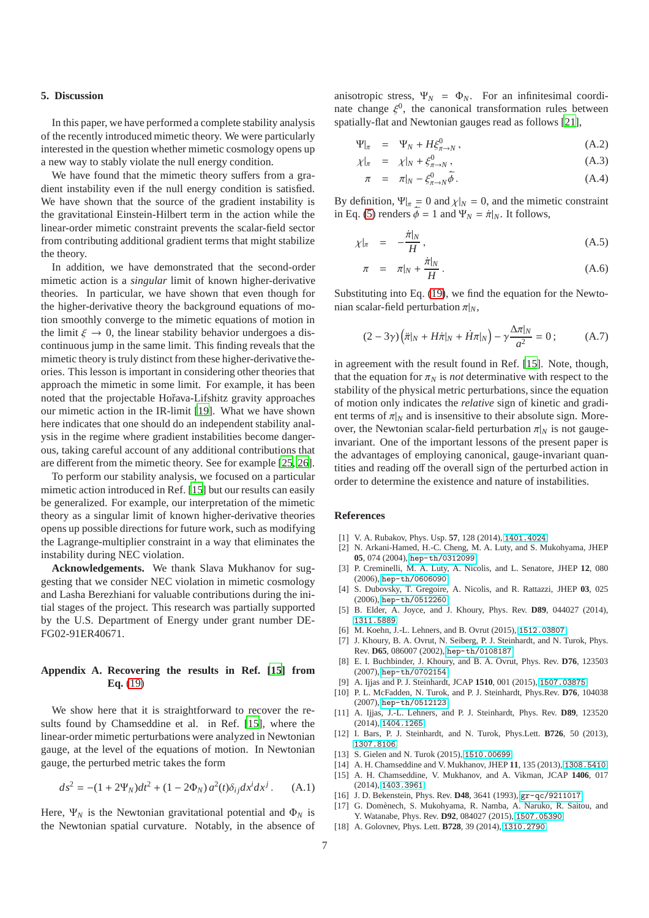## 5. Discussion

In this paper, we have performed a complete stability analysis of the recently introduced mimetic theory. We were particularly interested in the question whether mimetic cosmology opens up a new way to stably violate the null energy condition.

We have found that the mimetic theory suffers from a gradient instability even if the null energy condition is satisfied. We have shown that the source of the gradient instability is the gravitational Einstein-Hilbert term in the action while the linear-order mimetic constraint prevents the scalar-field sector from contributing additional gradient terms that might stabilize the theory.

In addition, we have demonstrated that the second-order mimetic action is a *singular* limit of known higher-derivative theories. In particular, we have shown that even though for the higher-derivative theory the background equations of motion smoothly converge to the mimetic equations of motion in the limit $\xi \to 0$, the linear stability behavior undergoes a discontinuous jump in the same limit. This finding reveals that the mimetic theory is truly distinct from these higher-derivative theories. This lesson is important in considering other theories that approach the mimetic in some limit. For example, it has been noted that the projectable Hořava-Lifshitz gravity approaches our mimetic action in the IR-limit [19]. What we have shown here indicates that one should do an independent stability analysis in the regime where gradient instabilities become dangerous, taking careful account of any additional contributions that are different from the mimetic theory. See for example [25, 26].

To perform our stability analysis, we focused on a particular mimetic action introduced in Ref. [15] but our results can easily be generalized. For example, our interpretation of the mimetic theory as a singular limit of known higher-derivative theories opens up possible directions for future work, such as modifying the Lagrange-multiplier constraint in a way that eliminates the instability during NEC violation.

**Acknowledgements.** We thank Slava Mukhanov for suggesting that we consider NEC violation in mimetic cosmology and Lasha Berezhiani for valuable contributions during the initial stages of the project. This research was partially supported by the U.S. Department of Energy under grant number DE-FG02-91ER40671.

## Appendix A. Recovering the results in Ref. [15] from Eq. (19)

We show here that it is straightforward to recover the results found by Chamseddine et al. in Ref. [15], where the linear-order mimetic perturbations were analyzed in Newtonian gauge, at the level of the equations of motion. In Newtonian gauge, the perturbed metric takes the form

$$ds^2 = -(1+2\Psi_N)dt^2 + (1-2\Phi_N)\,a^2(t)\delta_{ij}dx^i dx^j\,. \tag{A.1}$$

Here, $\Psi_N$ is the Newtonian gravitational potential and $\Phi_N$ is the Newtonian spatial curvature. Notably, in the absence of anisotropic stress, $\Psi_N = \Phi_N$. For an infinitesimal coordinate change $\xi^0$, the canonical transformation rules between spatially-flat and Newtonian gauges read as follows [21],

$$\Psi|_\pi = \Psi_N + H\xi^0_{\pi\to N}\,, \tag{A.2}$$

$$\chi|_\pi = \chi|_N + \xi^0_{\pi\to N}\,, \tag{A.3}$$

$$\pi = \pi|_N - \xi^0_{\pi\to N}\dot{\bar{\phi}}\,. \tag{A.4}$$

By definition, $\Psi|_\pi = 0$ and $\chi|_N = 0$, and the mimetic constraint in Eq. (5) renders $\dot{\bar{\phi}} = 1$ and $\Psi_N = \dot{\pi}|_N$. It follows,

$$\chi|_\pi = -\frac{\dot{\pi}|_N}{H}\,, \tag{A.5}$$

$$\pi = \pi|_N + \frac{\dot{\pi}|_N}{H}\,. \tag{A.6}$$

Substituting into Eq. (19), we find the equation for the Newtonian scalar-field perturbation $\pi|_N$,

$$(2-3\gamma)\left(\ddot{\pi}|_N + H\dot{\pi}|_N + \dot{H}\pi|_N\right) - \gamma\frac{\Delta\pi|_N}{a^2} = 0\,; \tag{A.7}$$

in agreement with the result found in Ref. [15]. Note, though, that the equation for $\pi_N$ is *not* determinative with respect to the stability of the physical metric perturbations, since the equation of motion only indicates the *relative* sign of kinetic and gradient terms of $\pi|_N$ and is insensitive to their absolute sign. Moreover, the Newtonian scalar-field perturbation $\pi|_N$ is not gauge-invariant. One of the important lessons of the present paper is the advantages of employing canonical, gauge-invariant quantities and reading off the overall sign of the perturbed action in order to determine the existence and nature of instabilities.

## References

[1] V. A. Rubakov, Phys. Usp. **57**, 128 (2014), 1401.4024
[2] N. Arkani-Hamed, H.-C. Cheng, M. A. Luty, and S. Mukohyama, JHEP **05**, 074 (2004), hep-th/0312099
[3] P. Creminelli, M. A. Luty, A. Nicolis, and L. Senatore, JHEP **12**, 080 (2006), hep-th/0606090
[4] S. Dubovsky, T. Gregoire, A. Nicolis, and R. Rattazzi, JHEP **03**, 025 (2006), hep-th/0512260
[5] B. Elder, A. Joyce, and J. Khoury, Phys. Rev. **D89**, 044027 (2014), 1311.5889
[6] M. Koehn, J.-L. Lehners, and B. Ovrut (2015), 1512.03807
[7] J. Khoury, B. A. Ovrut, N. Seiberg, P. J. Steinhardt, and N. Turok, Phys. Rev. **D65**, 086007 (2002), hep-th/0108187
[8] E. I. Buchbinder, J. Khoury, and B. A. Ovrut, Phys. Rev. **D76**, 123503 (2007), hep-th/0702154
[9] A. Ijjas and P. J. Steinhardt, JCAP **1510**, 001 (2015), 1507.03875
[10] P. L. McFadden, N. Turok, and P. J. Steinhardt, Phys.Rev. **D76**, 104038 (2007), hep-th/0512123
[11] A. Ijjas, J.-L. Lehners, and P. J. Steinhardt, Phys. Rev. **D89**, 123520 (2014), 1404.1265
[12] I. Bars, P. J. Steinhardt, and N. Turok, Phys.Lett. **B726**, 50 (2013), 1307.8106
[13] S. Gielen and N. Turok (2015), 1510.00699
[14] A. H. Chamseddine and V. Mukhanov, JHEP **11**, 135 (2013), 1308.5410
[15] A. H. Chamseddine, V. Mukhanov, and A. Vikman, JCAP **1406**, 017 (2014), 1403.3961
[16] J. D. Bekenstein, Phys. Rev. **D48**, 3641 (1993), gr-qc/9211017
[17] G. Domènech, S. Mukohyama, R. Namba, A. Naruko, R. Saitou, and Y. Watanabe, Phys. Rev. **D92**, 084027 (2015), 1507.05390
[18] A. Golovnev, Phys. Lett. **B728**, 39 (2014), 1310.2790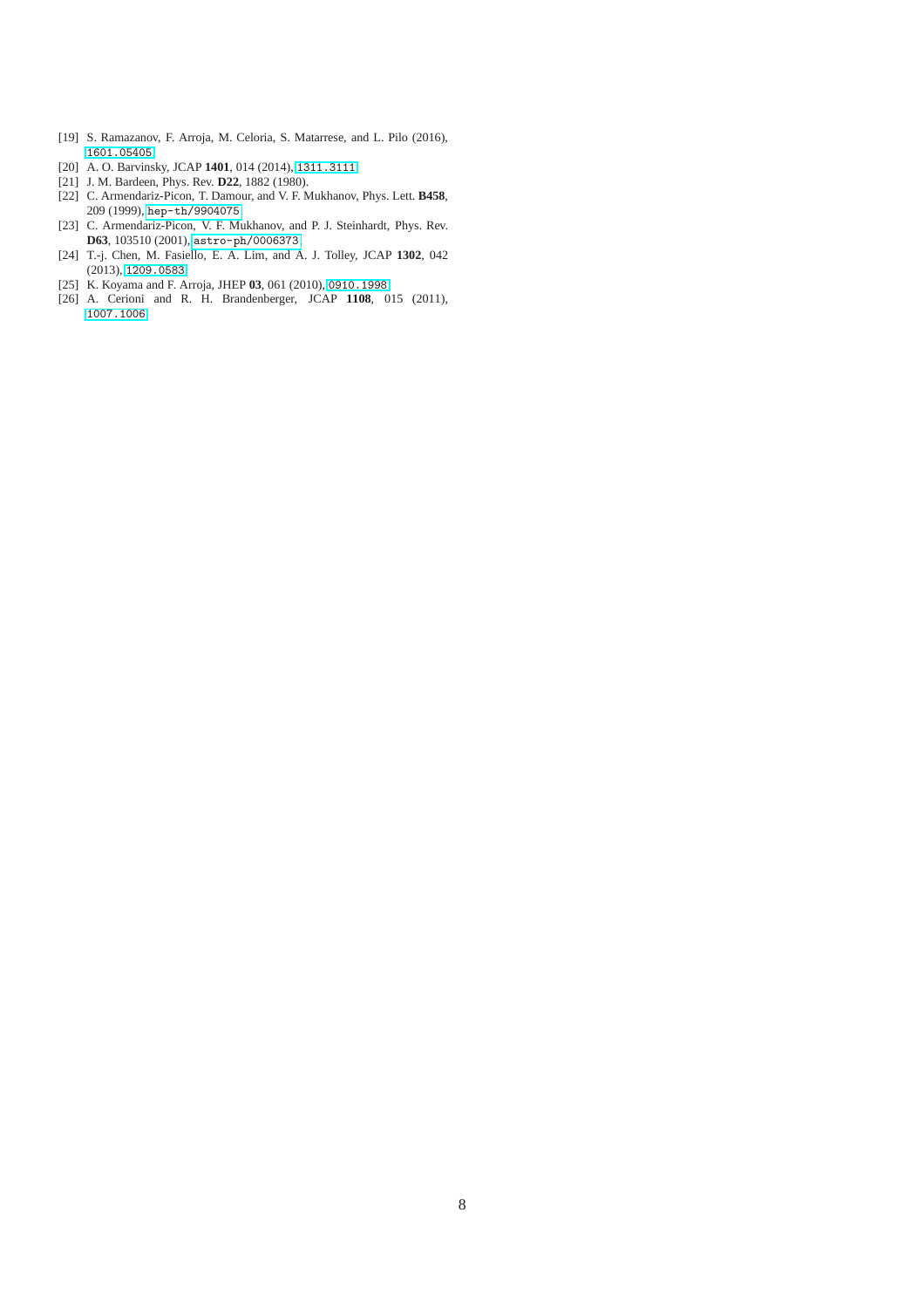[19] S. Ramazanov, F. Arroja, M. Celoria, S. Matarrese, and L. Pilo (2016), 1601.05405.

[20] A. O. Barvinsky, JCAP **1401**, 014 (2014), 1311.3111.

[21] J. M. Bardeen, Phys. Rev. **D22**, 1882 (1980).

[22] C. Armendariz-Picon, T. Damour, and V. F. Mukhanov, Phys. Lett. **B458**, 209 (1999), hep-th/9904075.

[23] C. Armendariz-Picon, V. F. Mukhanov, and P. J. Steinhardt, Phys. Rev. **D63**, 103510 (2001), astro-ph/0006373.

[24] T.-j. Chen, M. Fasiello, E. A. Lim, and A. J. Tolley, JCAP **1302**, 042 (2013), 1209.0583.

[25] K. Koyama and F. Arroja, JHEP **03**, 061 (2010), 0910.1998.

[26] A. Cerioni and R. H. Brandenberger, JCAP **1108**, 015 (2011), 1007.1006.